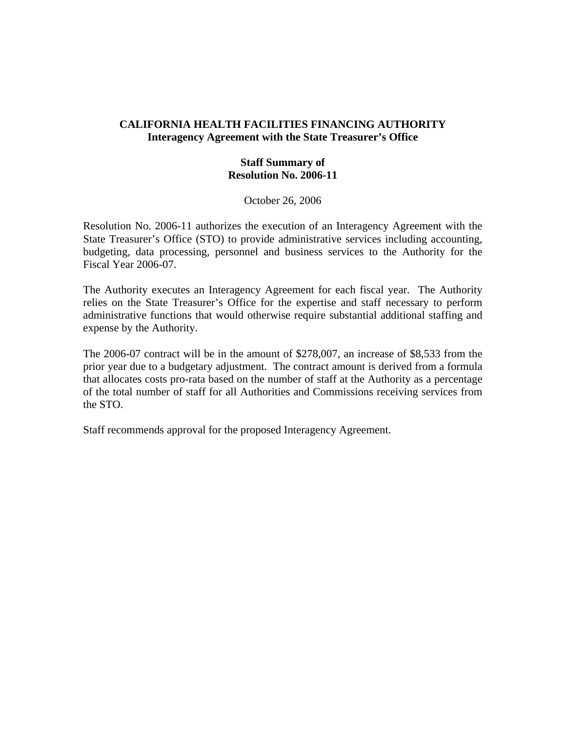# CALIFORNIA HEALTH FACILITIES FINANCING AUTHORITY
## Interagency Agreement with the State Treasurer's Office

### Staff Summary of
### Resolution No. 2006-11

October 26, 2006

Resolution No. 2006-11 authorizes the execution of an Interagency Agreement with the State Treasurer's Office (STO) to provide administrative services including accounting, budgeting, data processing, personnel and business services to the Authority for the Fiscal Year 2006-07.

The Authority executes an Interagency Agreement for each fiscal year. The Authority relies on the State Treasurer's Office for the expertise and staff necessary to perform administrative functions that would otherwise require substantial additional staffing and expense by the Authority.

The 2006-07 contract will be in the amount of $278,007, an increase of $8,533 from the prior year due to a budgetary adjustment. The contract amount is derived from a formula that allocates costs pro-rata based on the number of staff at the Authority as a percentage of the total number of staff for all Authorities and Commissions receiving services from the STO.

Staff recommends approval for the proposed Interagency Agreement.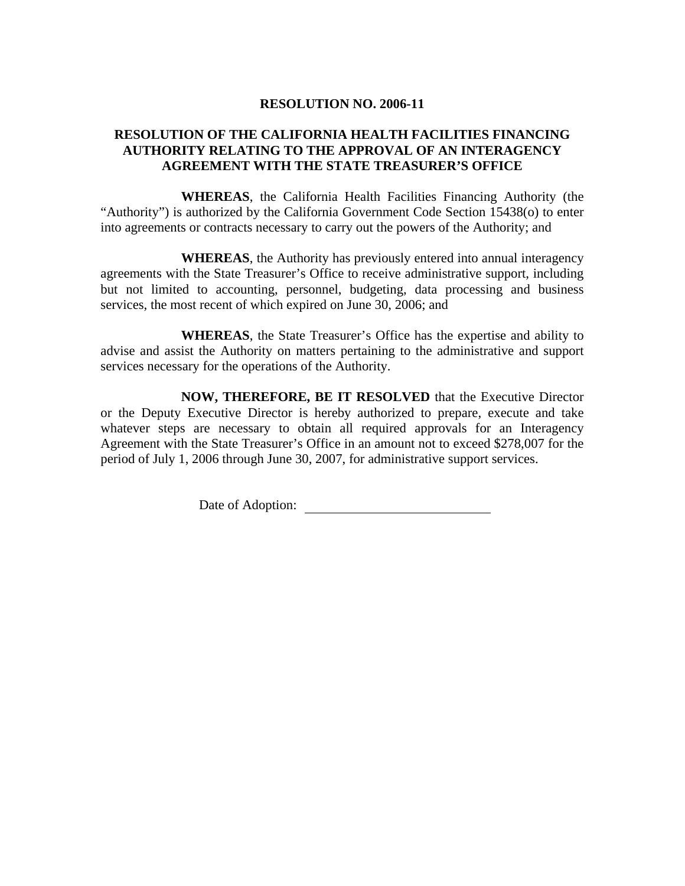**RESOLUTION NO. 2006-11**

**RESOLUTION OF THE CALIFORNIA HEALTH FACILITIES FINANCING AUTHORITY RELATING TO THE APPROVAL OF AN INTERAGENCY AGREEMENT WITH THE STATE TREASURER'S OFFICE**

**WHEREAS**, the California Health Facilities Financing Authority (the "Authority") is authorized by the California Government Code Section 15438(o) to enter into agreements or contracts necessary to carry out the powers of the Authority; and

**WHEREAS**, the Authority has previously entered into annual interagency agreements with the State Treasurer's Office to receive administrative support, including but not limited to accounting, personnel, budgeting, data processing and business services, the most recent of which expired on June 30, 2006; and

**WHEREAS**, the State Treasurer's Office has the expertise and ability to advise and assist the Authority on matters pertaining to the administrative and support services necessary for the operations of the Authority.

**NOW, THEREFORE, BE IT RESOLVED** that the Executive Director or the Deputy Executive Director is hereby authorized to prepare, execute and take whatever steps are necessary to obtain all required approvals for an Interagency Agreement with the State Treasurer's Office in an amount not to exceed $278,007 for the period of July 1, 2006 through June 30, 2007, for administrative support services.

Date of Adoption: ____________________________